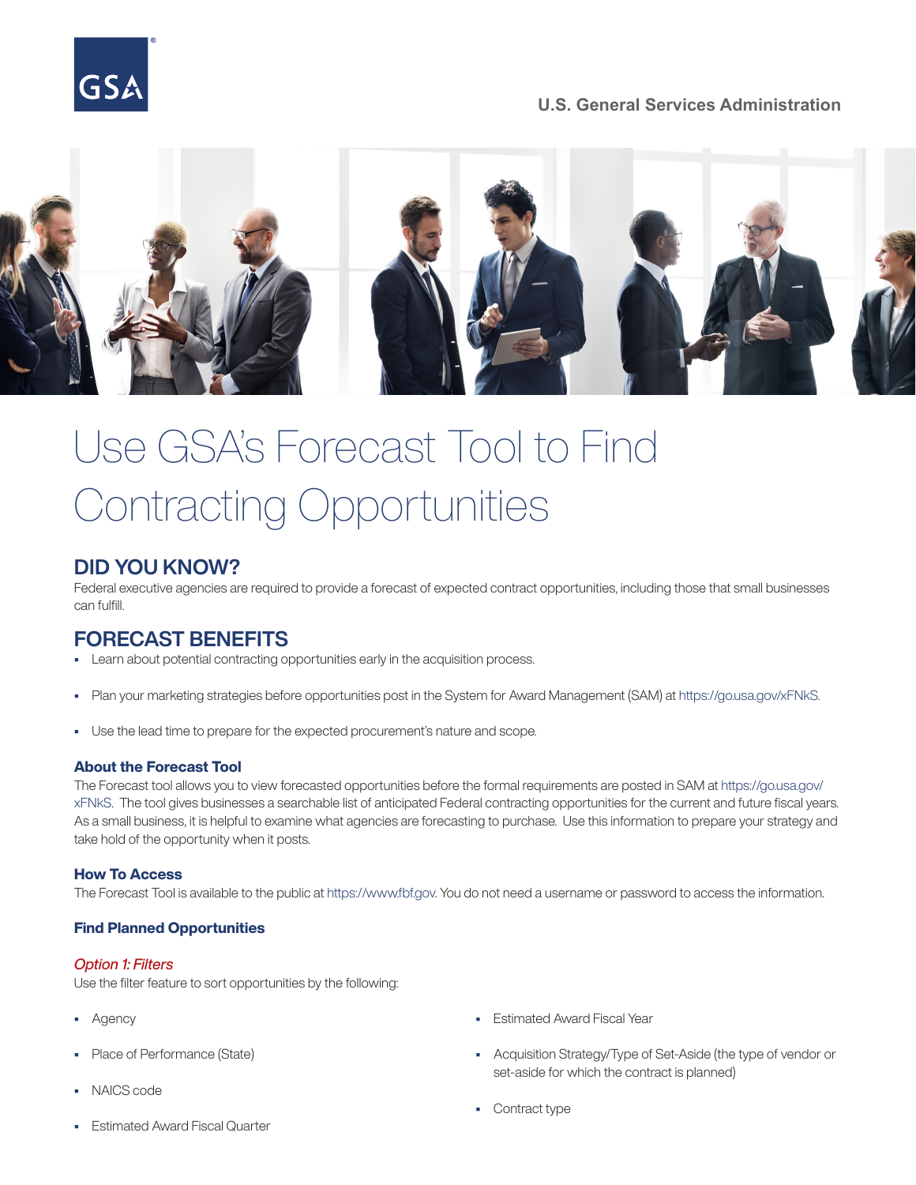U.S. General Services Administration

# Use GSA's Forecast Tool to Find Contracting Opportunities

## DID YOU KNOW?

Federal executive agencies are required to provide a forecast of expected contract opportunities, including those that small businesses can fulfill.

## FORECAST BENEFITS

- Learn about potential contracting opportunities early in the acquisition process.
- Plan your marketing strategies before opportunities post in the System for Award Management (SAM) at https://go.usa.gov/xFNkS.
- Use the lead time to prepare for the expected procurement's nature and scope.

### About the Forecast Tool

The Forecast tool allows you to view forecasted opportunities before the formal requirements are posted in SAM at https://go.usa.gov/xFNkS. The tool gives businesses a searchable list of anticipated Federal contracting opportunities for the current and future fiscal years. As a small business, it is helpful to examine what agencies are forecasting to purchase. Use this information to prepare your strategy and take hold of the opportunity when it posts.

### How To Access

The Forecast Tool is available to the public at https://www.fbf.gov. You do not need a username or password to access the information.

### Find Planned Opportunities

*Option 1: Filters*

Use the filter feature to sort opportunities by the following:

- Agency
- Place of Performance (State)
- NAICS code
- Estimated Award Fiscal Quarter
- Estimated Award Fiscal Year
- Acquisition Strategy/Type of Set-Aside (the type of vendor or set-aside for which the contract is planned)
- Contract type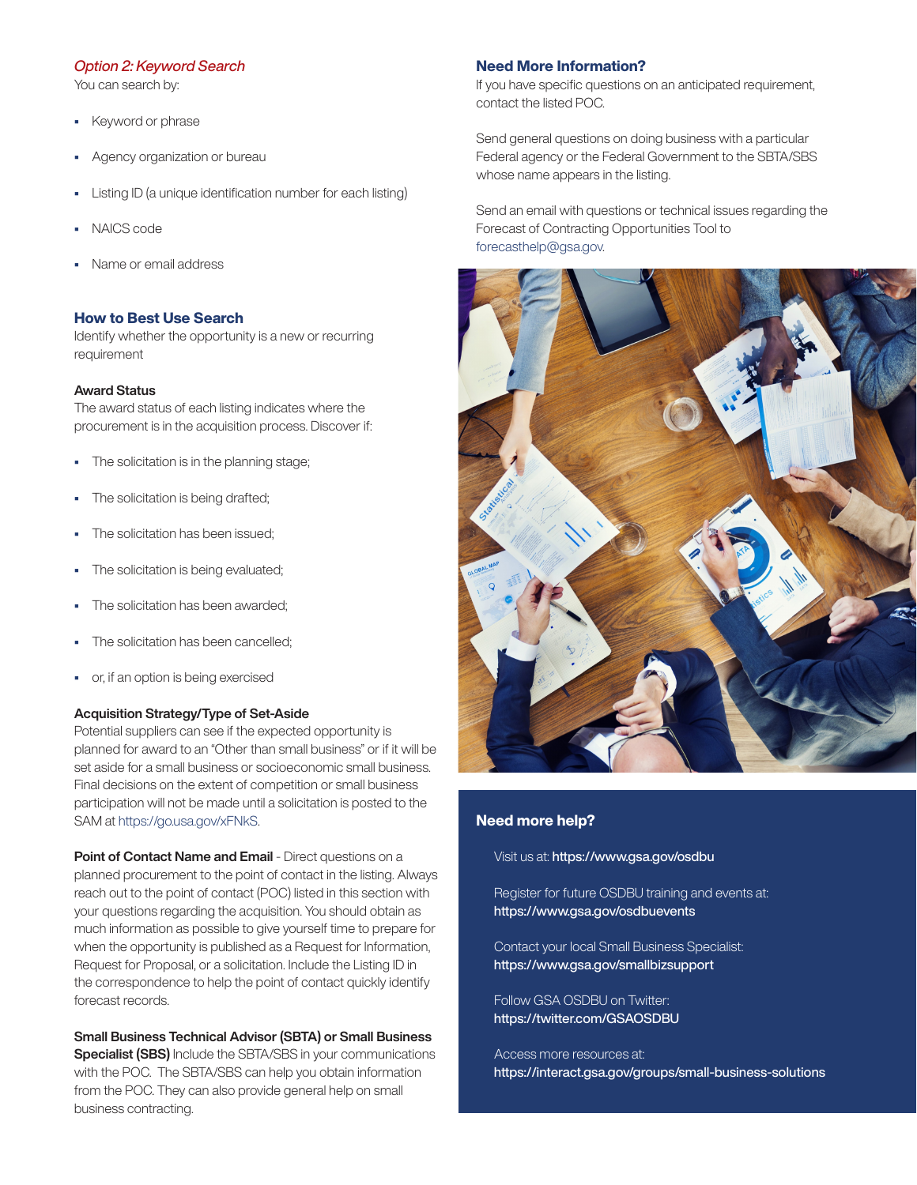### *Option 2: Keyword Search*

You can search by:

- Keyword or phrase
- Agency organization or bureau
- Listing ID (a unique identification number for each listing)
- NAICS code
- Name or email address

## How to Best Use Search

Identify whether the opportunity is a new or recurring requirement

**Award Status**

The award status of each listing indicates where the procurement is in the acquisition process. Discover if:

- The solicitation is in the planning stage;
- The solicitation is being drafted;
- The solicitation has been issued;
- The solicitation is being evaluated;
- The solicitation has been awarded;
- The solicitation has been cancelled;
- or, if an option is being exercised

**Acquisition Strategy/Type of Set-Aside**

Potential suppliers can see if the expected opportunity is planned for award to an "Other than small business" or if it will be set aside for a small business or socioeconomic small business. Final decisions on the extent of competition or small business participation will not be made until a solicitation is posted to the SAM at https://go.usa.gov/xFNkS.

**Point of Contact Name and Email** - Direct questions on a planned procurement to the point of contact in the listing. Always reach out to the point of contact (POC) listed in this section with your questions regarding the acquisition. You should obtain as much information as possible to give yourself time to prepare for when the opportunity is published as a Request for Information, Request for Proposal, or a solicitation. Include the Listing ID in the correspondence to help the point of contact quickly identify forecast records.

**Small Business Technical Advisor (SBTA) or Small Business Specialist (SBS)** Include the SBTA/SBS in your communications with the POC. The SBTA/SBS can help you obtain information from the POC. They can also provide general help on small business contracting.

## Need More Information?

If you have specific questions on an anticipated requirement, contact the listed POC.

Send general questions on doing business with a particular Federal agency or the Federal Government to the SBTA/SBS whose name appears in the listing.

Send an email with questions or technical issues regarding the Forecast of Contracting Opportunities Tool to forecasthelp@gsa.gov.

## Need more help?

Visit us at: **https://www.gsa.gov/osdbu**

Register for future OSDBU training and events at: **https://www.gsa.gov/osdbuevents**

Contact your local Small Business Specialist: **https://www.gsa.gov/smallbizsupport**

Follow GSA OSDBU on Twitter: **https://twitter.com/GSAOSDBU**

Access more resources at: **https://interact.gsa.gov/groups/small-business-solutions**